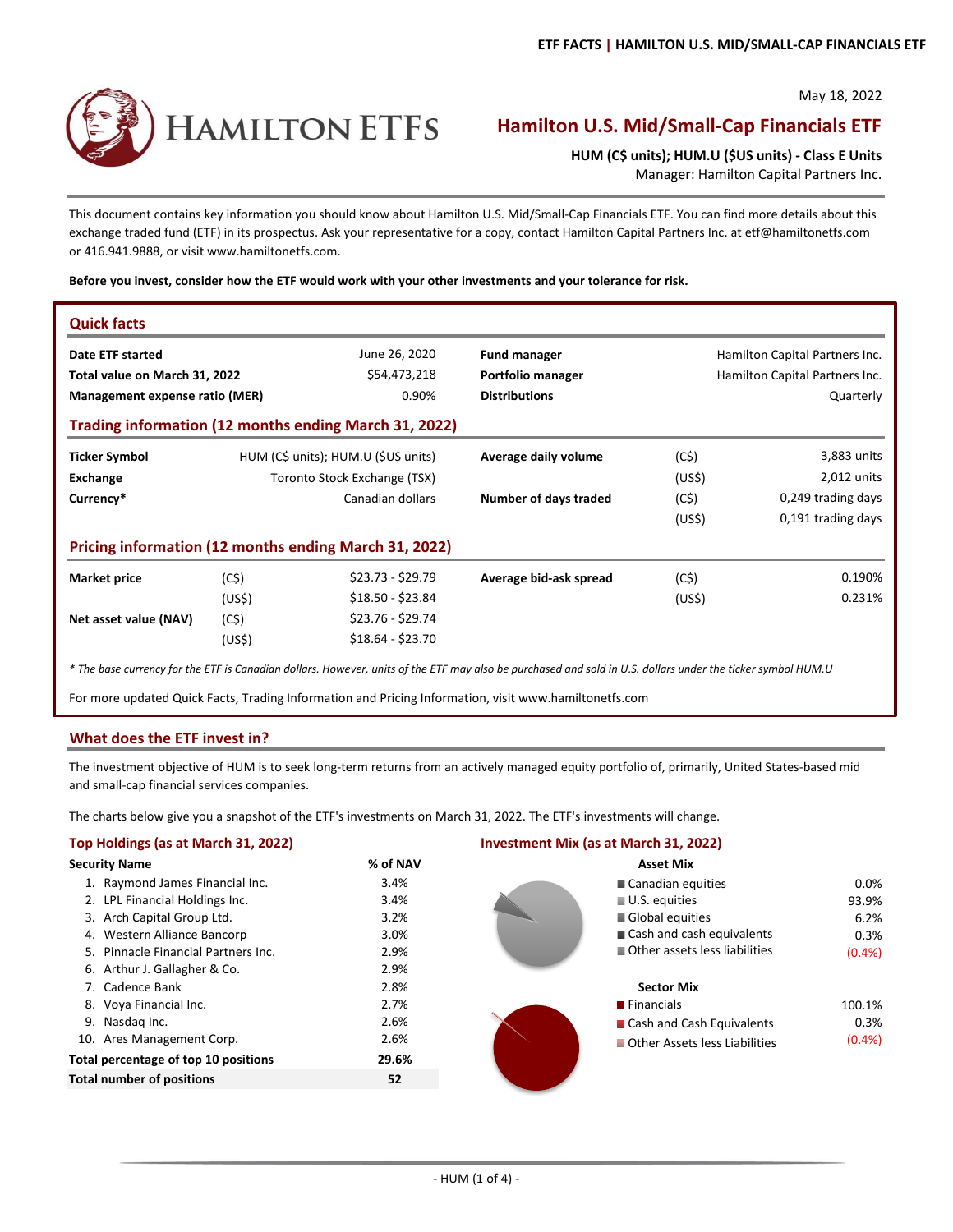May 18, 2022

# Hamilton U.S. Mid/Small-Cap Financials ETF

**HUM (C$ units); HUM.U ($US units) - Class E Units**
Manager: Hamilton Capital Partners Inc.

This document contains key information you should know about Hamilton U.S. Mid/Small-Cap Financials ETF. You can find more details about this exchange traded fund (ETF) in its prospectus. Ask your representative for a copy, contact Hamilton Capital Partners Inc. at etf@hamiltonetfs.com or 416.941.9888, or visit www.hamiltonetfs.com.

**Before you invest, consider how the ETF would work with your other investments and your tolerance for risk.**

## Quick facts

| | | | |
|---|---|---|---|
| **Date ETF started** | June 26, 2020 | **Fund manager** | Hamilton Capital Partners Inc. |
| **Total value on March 31, 2022** | $54,473,218 | **Portfolio manager** | Hamilton Capital Partners Inc. |
| **Management expense ratio (MER)** | 0.90% | **Distributions** | Quarterly |

### Trading information (12 months ending March 31, 2022)

| | | | | |
|---|---|---|---|---|
| **Ticker Symbol** | HUM (C$ units); HUM.U ($US units) | **Average daily volume** | (C$) | 3,883 units |
| **Exchange** | Toronto Stock Exchange (TSX) | | (US$) | 2,012 units |
| **Currency*** | Canadian dollars | **Number of days traded** | (C$) | 0,249 trading days |
| | | | (US$) | 0,191 trading days |

### Pricing information (12 months ending March 31, 2022)

| | | | | | |
|---|---|---|---|---|---|
| **Market price** | (C$) | $23.73 - $29.79 | **Average bid-ask spread** | (C$) | 0.190% |
| | (US$) | $18.50 - $23.84 | | (US$) | 0.231% |
| **Net asset value (NAV)** | (C$) | $23.76 - $29.74 | | | |
| | (US$) | $18.64 - $23.70 | | | |

*\* The base currency for the ETF is Canadian dollars. However, units of the ETF may also be purchased and sold in U.S. dollars under the ticker symbol HUM.U*

For more updated Quick Facts, Trading Information and Pricing Information, visit www.hamiltonetfs.com

## What does the ETF invest in?

The investment objective of HUM is to seek long-term returns from an actively managed equity portfolio of, primarily, United States-based mid and small-cap financial services companies.

The charts below give you a snapshot of the ETF's investments on March 31, 2022. The ETF's investments will change.

### Top Holdings (as at March 31, 2022)

| Security Name | % of NAV |
|---|---|
| 1. Raymond James Financial Inc. | 3.4% |
| 2. LPL Financial Holdings Inc. | 3.4% |
| 3. Arch Capital Group Ltd. | 3.2% |
| 4. Western Alliance Bancorp | 3.0% |
| 5. Pinnacle Financial Partners Inc. | 2.9% |
| 6. Arthur J. Gallagher & Co. | 2.9% |
| 7. Cadence Bank | 2.8% |
| 8. Voya Financial Inc. | 2.7% |
| 9. Nasdaq Inc. | 2.6% |
| 10. Ares Management Corp. | 2.6% |
| **Total percentage of top 10 positions** | **29.6%** |
| **Total number of positions** | **52** |

### Investment Mix (as at March 31, 2022)

**Asset Mix**

| | |
|---|---|
| Canadian equities | 0.0% |
| U.S. equities | 93.9% |
| Global equities | 6.2% |
| Cash and cash equivalents | 0.3% |
| Other assets less liabilities | (0.4%) |

**Sector Mix**

| | |
|---|---|
| Financials | 100.1% |
| Cash and Cash Equivalents | 0.3% |
| Other Assets less Liabilities | (0.4%) |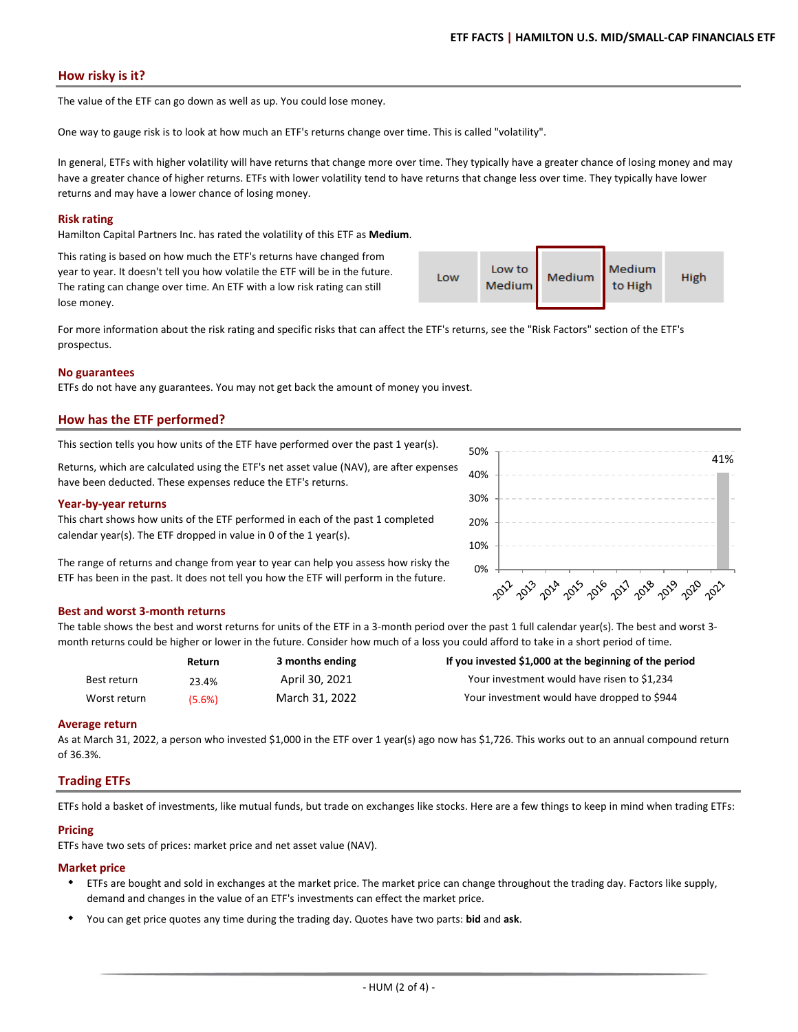## How risky is it?

The value of the ETF can go down as well as up. You could lose money.

One way to gauge risk is to look at how much an ETF's returns change over time. This is called "volatility".

In general, ETFs with higher volatility will have returns that change more over time. They typically have a greater chance of losing money and may have a greater chance of higher returns. ETFs with lower volatility tend to have returns that change less over time. They typically have lower returns and may have a lower chance of losing money.

### Risk rating

Hamilton Capital Partners Inc. has rated the volatility of this ETF as **Medium**.

This rating is based on how much the ETF's returns have changed from year to year. It doesn't tell you how volatile the ETF will be in the future. The rating can change over time. An ETF with a low risk rating can still lose money.

Low | Low to Medium | **Medium** | Medium to High | High

For more information about the risk rating and specific risks that can affect the ETF's returns, see the "Risk Factors" section of the ETF's prospectus.

### No guarantees

ETFs do not have any guarantees. You may not get back the amount of money you invest.

## How has the ETF performed?

This section tells you how units of the ETF have performed over the past 1 year(s).

Returns, which are calculated using the ETF's net asset value (NAV), are after expenses have been deducted. These expenses reduce the ETF's returns.

### Year-by-year returns

This chart shows how units of the ETF performed in each of the past 1 completed calendar year(s). The ETF dropped in value in 0 of the 1 year(s).

The range of returns and change from year to year can help you assess how risky the ETF has been in the past. It does not tell you how the ETF will perform in the future.

50%
40%
30%
20%
10%
0%
41%
2012 2013 2014 2015 2016 2017 2018 2019 2020 2021

### Best and worst 3-month returns

The table shows the best and worst returns for units of the ETF in a 3-month period over the past 1 full calendar year(s). The best and worst 3-month returns could be higher or lower in the future. Consider how much of a loss you could afford to take in a short period of time.

| | Return | 3 months ending | If you invested $1,000 at the beginning of the period |
|---|---|---|---|
| Best return | 23.4% | April 30, 2021 | Your investment would have risen to $1,234 |
| Worst return | (5.6%) | March 31, 2022 | Your investment would have dropped to $944 |

### Average return

As at March 31, 2022, a person who invested $1,000 in the ETF over 1 year(s) ago now has $1,726. This works out to an annual compound return of 36.3%.

## Trading ETFs

ETFs hold a basket of investments, like mutual funds, but trade on exchanges like stocks. Here are a few things to keep in mind when trading ETFs:

### Pricing

ETFs have two sets of prices: market price and net asset value (NAV).

### Market price

- ETFs are bought and sold in exchanges at the market price. The market price can change throughout the trading day. Factors like supply, demand and changes in the value of an ETF's investments can effect the market price.
- You can get price quotes any time during the trading day. Quotes have two parts: **bid** and **ask**.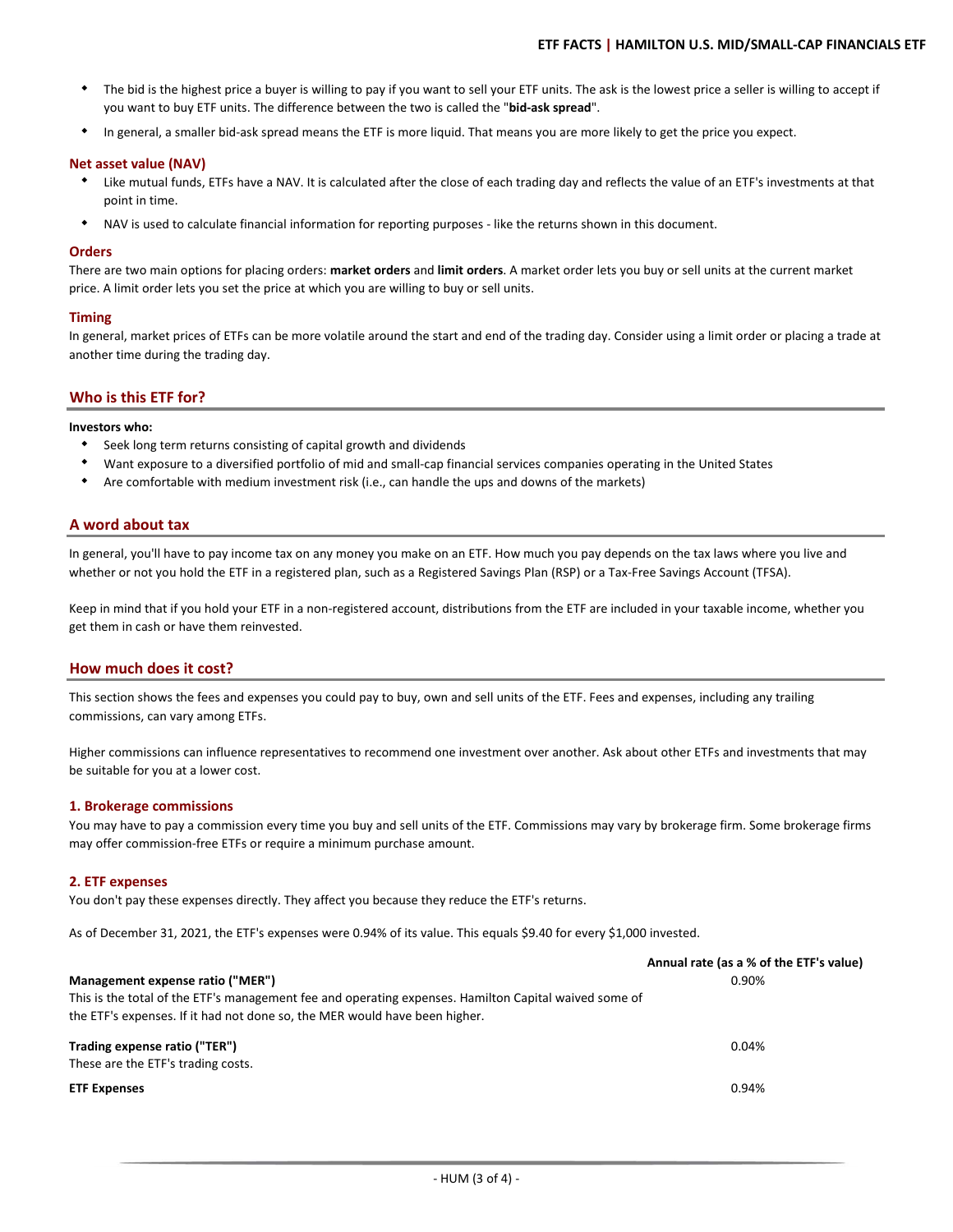- The bid is the highest price a buyer is willing to pay if you want to sell your ETF units. The ask is the lowest price a seller is willing to accept if you want to buy ETF units. The difference between the two is called the "**bid-ask spread**".
- In general, a smaller bid-ask spread means the ETF is more liquid. That means you are more likely to get the price you expect.

### Net asset value (NAV)

- Like mutual funds, ETFs have a NAV. It is calculated after the close of each trading day and reflects the value of an ETF's investments at that point in time.
- NAV is used to calculate financial information for reporting purposes - like the returns shown in this document.

### Orders

There are two main options for placing orders: **market orders** and **limit orders**. A market order lets you buy or sell units at the current market price. A limit order lets you set the price at which you are willing to buy or sell units.

### Timing

In general, market prices of ETFs can be more volatile around the start and end of the trading day. Consider using a limit order or placing a trade at another time during the trading day.

## Who is this ETF for?

**Investors who:**

- Seek long term returns consisting of capital growth and dividends
- Want exposure to a diversified portfolio of mid and small-cap financial services companies operating in the United States
- Are comfortable with medium investment risk (i.e., can handle the ups and downs of the markets)

## A word about tax

In general, you'll have to pay income tax on any money you make on an ETF. How much you pay depends on the tax laws where you live and whether or not you hold the ETF in a registered plan, such as a Registered Savings Plan (RSP) or a Tax-Free Savings Account (TFSA).

Keep in mind that if you hold your ETF in a non-registered account, distributions from the ETF are included in your taxable income, whether you get them in cash or have them reinvested.

## How much does it cost?

This section shows the fees and expenses you could pay to buy, own and sell units of the ETF. Fees and expenses, including any trailing commissions, can vary among ETFs.

Higher commissions can influence representatives to recommend one investment over another. Ask about other ETFs and investments that may be suitable for you at a lower cost.

### 1. Brokerage commissions

You may have to pay a commission every time you buy and sell units of the ETF. Commissions may vary by brokerage firm. Some brokerage firms may offer commission-free ETFs or require a minimum purchase amount.

### 2. ETF expenses

You don't pay these expenses directly. They affect you because they reduce the ETF's returns.

As of December 31, 2021, the ETF's expenses were 0.94% of its value. This equals $9.40 for every $1,000 invested.

| | Annual rate (as a % of the ETF's value) |
|---|---|
| **Management expense ratio ("MER")**<br>This is the total of the ETF's management fee and operating expenses. Hamilton Capital waived some of the ETF's expenses. If it had not done so, the MER would have been higher. | 0.90% |
| **Trading expense ratio ("TER")**<br>These are the ETF's trading costs. | 0.04% |
| **ETF Expenses** | 0.94% |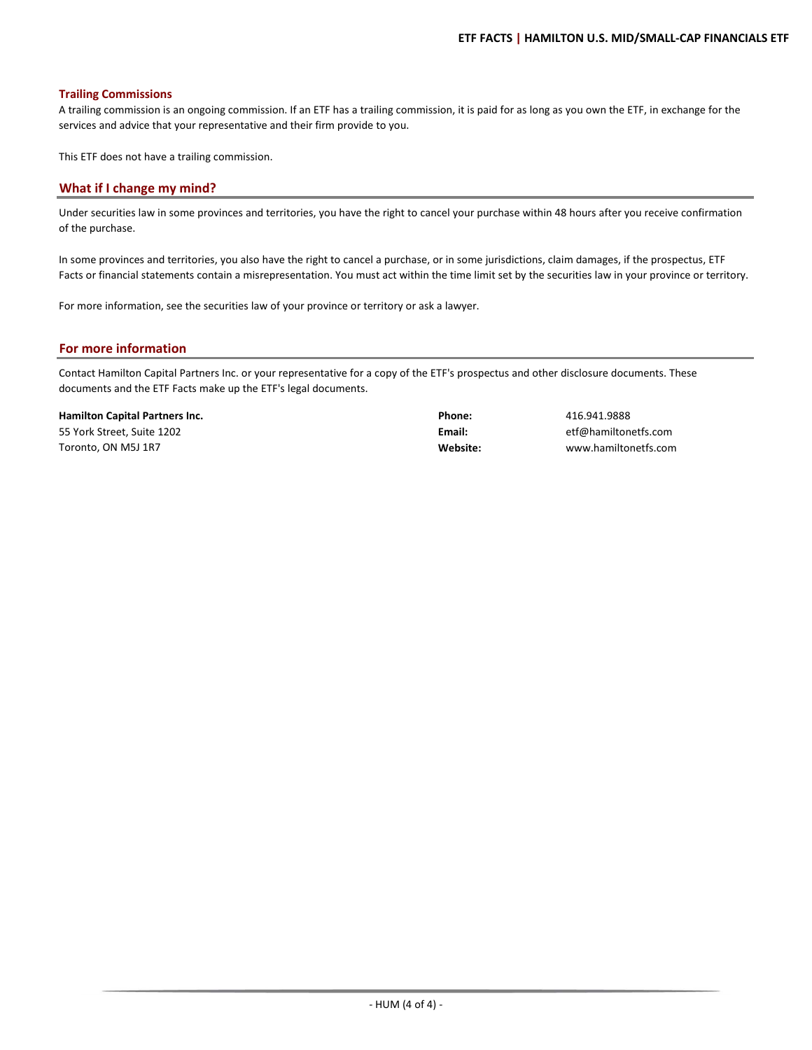### Trailing Commissions

A trailing commission is an ongoing commission. If an ETF has a trailing commission, it is paid for as long as you own the ETF, in exchange for the services and advice that your representative and their firm provide to you.

This ETF does not have a trailing commission.

## What if I change my mind?

Under securities law in some provinces and territories, you have the right to cancel your purchase within 48 hours after you receive confirmation of the purchase.

In some provinces and territories, you also have the right to cancel a purchase, or in some jurisdictions, claim damages, if the prospectus, ETF Facts or financial statements contain a misrepresentation. You must act within the time limit set by the securities law in your province or territory.

For more information, see the securities law of your province or territory or ask a lawyer.

## For more information

Contact Hamilton Capital Partners Inc. or your representative for a copy of the ETF's prospectus and other disclosure documents. These documents and the ETF Facts make up the ETF's legal documents.

**Hamilton Capital Partners Inc.**
55 York Street, Suite 1202
Toronto, ON M5J 1R7

**Phone:** 416.941.9888
**Email:** etf@hamiltonetfs.com
**Website:** www.hamiltonetfs.com